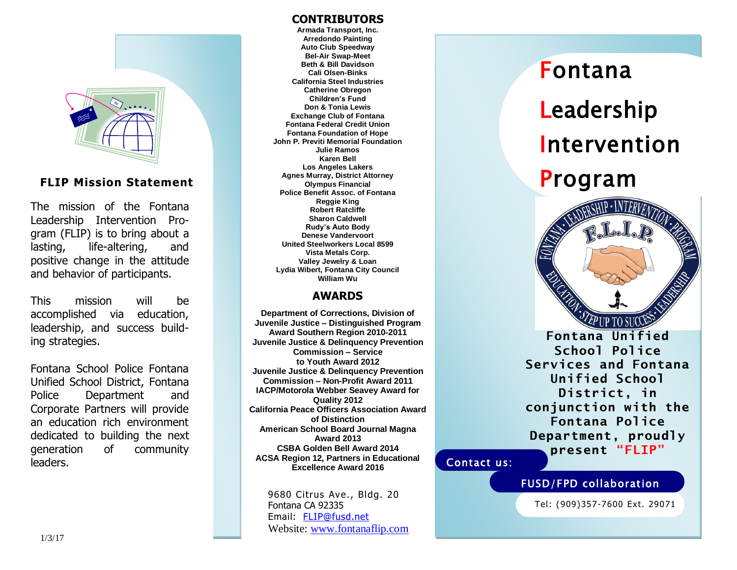## FLIP Mission Statement

The mission of the Fontana Leadership Intervention Program (FLIP) is to bring about a lasting, life-altering, and positive change in the attitude and behavior of participants.

This mission will be accomplished via education, leadership, and success building strategies.

Fontana School Police Fontana Unified School District, Fontana Police Department and Corporate Partners will provide an education rich environment dedicated to building the next generation of community leaders.

1/3/17

## CONTRIBUTORS

**Armada Transport, Inc.**
**Arredondo Painting**
**Auto Club Speedway**
**Bel-Air Swap-Meet**
**Beth & Bill Davidson**
**Cali Olsen-Binks**
**California Steel Industries**
**Catherine Obregon**
**Children's Fund**
**Don & Tonia Lewis**
**Exchange Club of Fontana**
**Fontana Federal Credit Union**
**Fontana Foundation of Hope**
**John P. Previti Memorial Foundation**
**Julie Ramos**
**Karen Bell**
**Los Angeles Lakers**
**Agnes Murray, District Attorney**
**Olympus Financial**
**Police Benefit Assoc. of Fontana**
**Reggie King**
**Robert Ratcliffe**
**Sharon Caldwell**
**Rudy's Auto Body**
**Denese Vandervoort**
**United Steelworkers Local 8599**
**Vista Metals Corp.**
**Valley Jewelry & Loan**
**Lydia Wibert, Fontana City Council**
**William Wu**

## AWARDS

**Department of Corrections, Division of Juvenile Justice – Distinguished Program Award Southern Region 2010-2011**
**Juvenile Justice & Delinquency Prevention Commission – Service to Youth Award 2012**
**Juvenile Justice & Delinquency Prevention Commission – Non-Profit Award 2011**
**IACP/Motorola Webber Seavey Award for Quality 2012**
**California Peace Officers Association Award of Distinction**
**American School Board Journal Magna Award 2013**
**CSBA Golden Bell Award 2014**
**ACSA Region 12, Partners in Educational Excellence Award 2016**

9680 Citrus Ave., Bldg. 20
Fontana CA 92335
Email: FLIP@fusd.net
Website: www.fontanaflip.com

# Fontana Leadership Intervention Program

FONTANA · LEADERSHIP · INTERVENTION · PROGRAM
F.L.I.P.
EDUCATION · STEP UP TO SUCCESS · LEADERSHIP

**Fontana Unified School Police Services and Fontana Unified School District, in conjunction with the Fontana Police Department, proudly present "FLIP"**

Contact us:

FUSD/FPD collaboration

Tel: (909)357-7600 Ext. 29071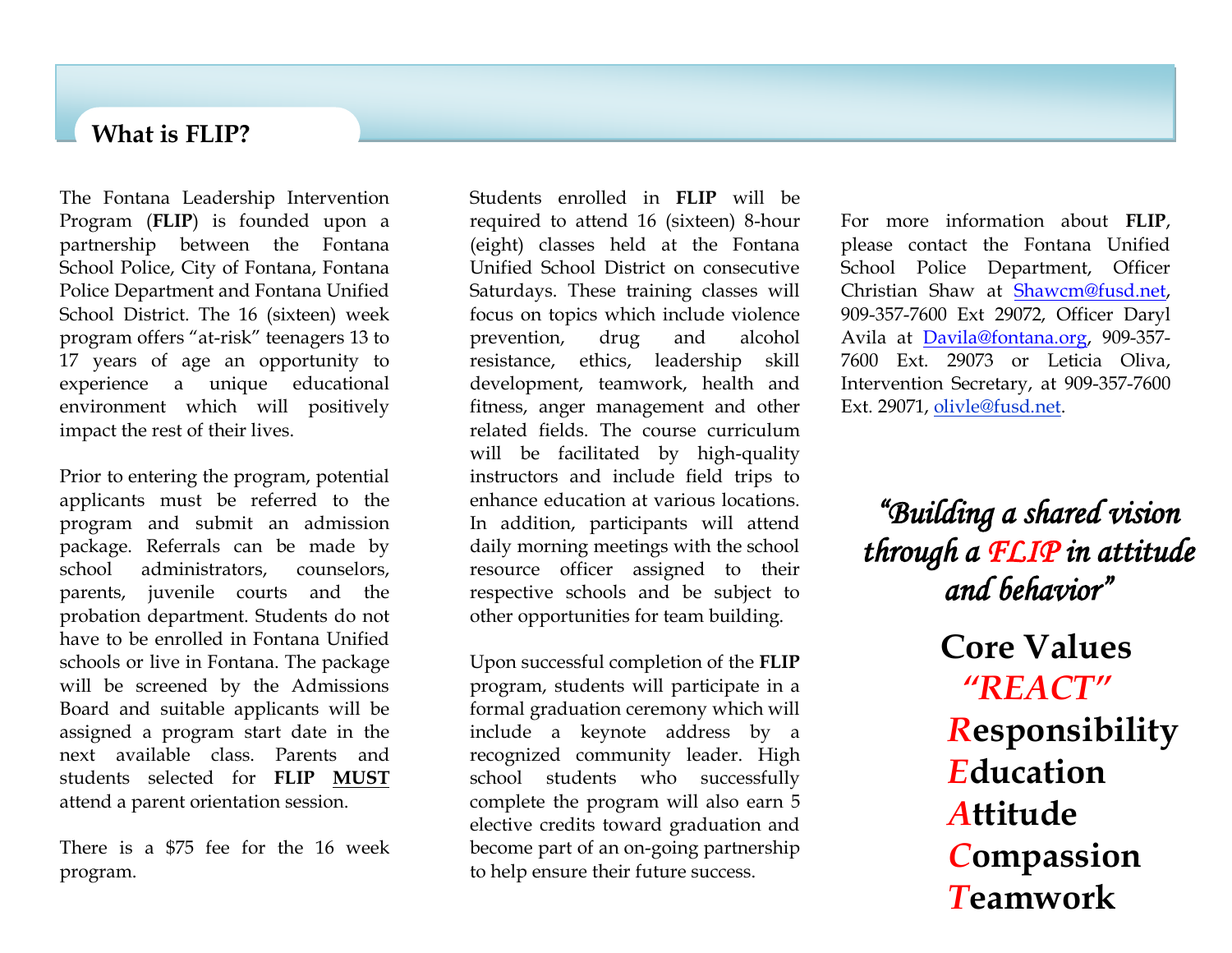## What is FLIP?

The Fontana Leadership Intervention Program (**FLIP**) is founded upon a partnership between the Fontana School Police, City of Fontana, Fontana Police Department and Fontana Unified School District. The 16 (sixteen) week program offers "at-risk" teenagers 13 to 17 years of age an opportunity to experience a unique educational environment which will positively impact the rest of their lives.

Prior to entering the program, potential applicants must be referred to the program and submit an admission package. Referrals can be made by school administrators, counselors, parents, juvenile courts and the probation department. Students do not have to be enrolled in Fontana Unified schools or live in Fontana. The package will be screened by the Admissions Board and suitable applicants will be assigned a program start date in the next available class. Parents and students selected for **FLIP** **MUST** attend a parent orientation session.

There is a $75 fee for the 16 week program.

Students enrolled in **FLIP** will be required to attend 16 (sixteen) 8-hour (eight) classes held at the Fontana Unified School District on consecutive Saturdays. These training classes will focus on topics which include violence prevention, drug and alcohol resistance, ethics, leadership skill development, teamwork, health and fitness, anger management and other related fields. The course curriculum will be facilitated by high-quality instructors and include field trips to enhance education at various locations. In addition, participants will attend daily morning meetings with the school resource officer assigned to their respective schools and be subject to other opportunities for team building.

Upon successful completion of the **FLIP** program, students will participate in a formal graduation ceremony which will include a keynote address by a recognized community leader. High school students who successfully complete the program will also earn 5 elective credits toward graduation and become part of an on-going partnership to help ensure their future success.

For more information about **FLIP**, please contact the Fontana Unified School Police Department, Officer Christian Shaw at Shawcm@fusd.net, 909-357-7600 Ext 29072, Officer Daryl Avila at Davila@fontana.org, 909-357-7600 Ext. 29073 or Leticia Oliva, Intervention Secretary, at 909-357-7600 Ext. 29071, olivle@fusd.net.

*"Building a shared vision through a FLIP in attitude and behavior"*

**Core Values**

***"REACT"***

**Responsibility**
**Education**
**Attitude**
**Compassion**
**Teamwork**